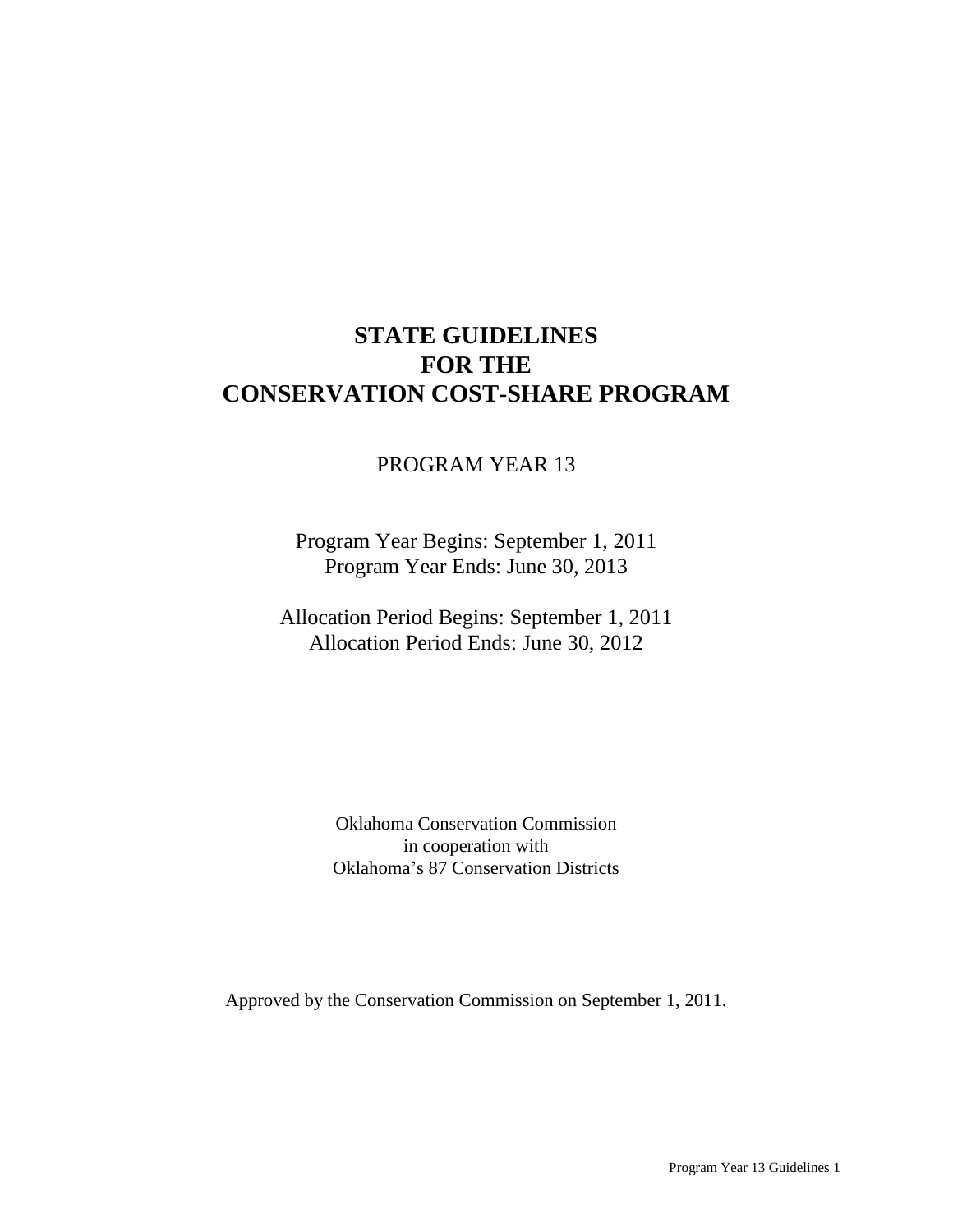# STATE GUIDELINES FOR THE CONSERVATION COST-SHARE PROGRAM

PROGRAM YEAR 13

Program Year Begins: September 1, 2011
Program Year Ends: June 30, 2013

Allocation Period Begins: September 1, 2011
Allocation Period Ends: June 30, 2012

Oklahoma Conservation Commission
in cooperation with
Oklahoma's 87 Conservation Districts

Approved by the Conservation Commission on September 1, 2011.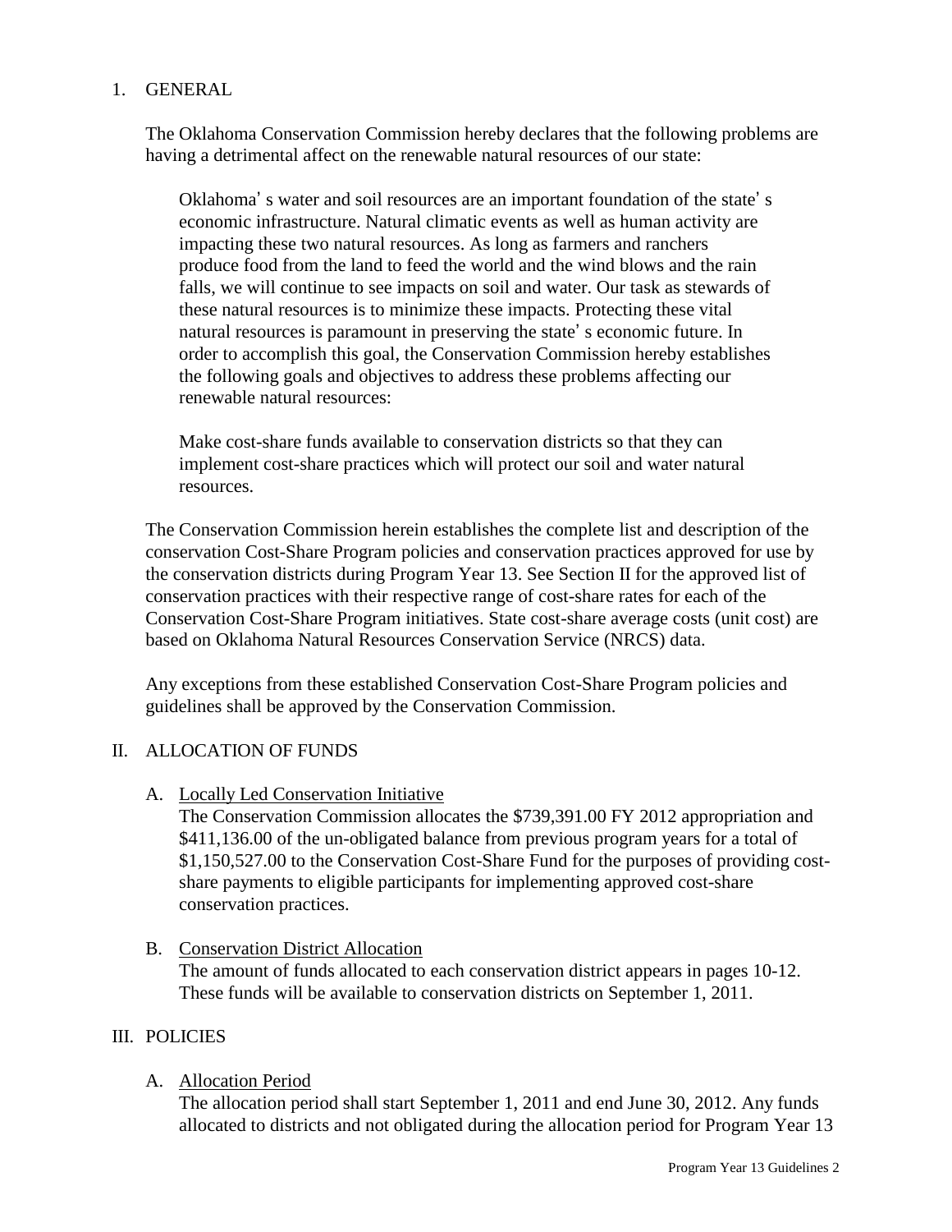## 1. GENERAL

The Oklahoma Conservation Commission hereby declares that the following problems are having a detrimental affect on the renewable natural resources of our state:

> Oklahoma's water and soil resources are an important foundation of the state's economic infrastructure. Natural climatic events as well as human activity are impacting these two natural resources. As long as farmers and ranchers produce food from the land to feed the world and the wind blows and the rain falls, we will continue to see impacts on soil and water. Our task as stewards of these natural resources is to minimize these impacts. Protecting these vital natural resources is paramount in preserving the state's economic future. In order to accomplish this goal, the Conservation Commission hereby establishes the following goals and objectives to address these problems affecting our renewable natural resources:
>
> Make cost-share funds available to conservation districts so that they can implement cost-share practices which will protect our soil and water natural resources.

The Conservation Commission herein establishes the complete list and description of the conservation Cost-Share Program policies and conservation practices approved for use by the conservation districts during Program Year 13. See Section II for the approved list of conservation practices with their respective range of cost-share rates for each of the Conservation Cost-Share Program initiatives. State cost-share average costs (unit cost) are based on Oklahoma Natural Resources Conservation Service (NRCS) data.

Any exceptions from these established Conservation Cost-Share Program policies and guidelines shall be approved by the Conservation Commission.

## II. ALLOCATION OF FUNDS

A. Locally Led Conservation Initiative

The Conservation Commission allocates the $739,391.00 FY 2012 appropriation and $411,136.00 of the un-obligated balance from previous program years for a total of $1,150,527.00 to the Conservation Cost-Share Fund for the purposes of providing cost-share payments to eligible participants for implementing approved cost-share conservation practices.

B. Conservation District Allocation

The amount of funds allocated to each conservation district appears in pages 10-12. These funds will be available to conservation districts on September 1, 2011.

## III. POLICIES

A. Allocation Period

The allocation period shall start September 1, 2011 and end June 30, 2012. Any funds allocated to districts and not obligated during the allocation period for Program Year 13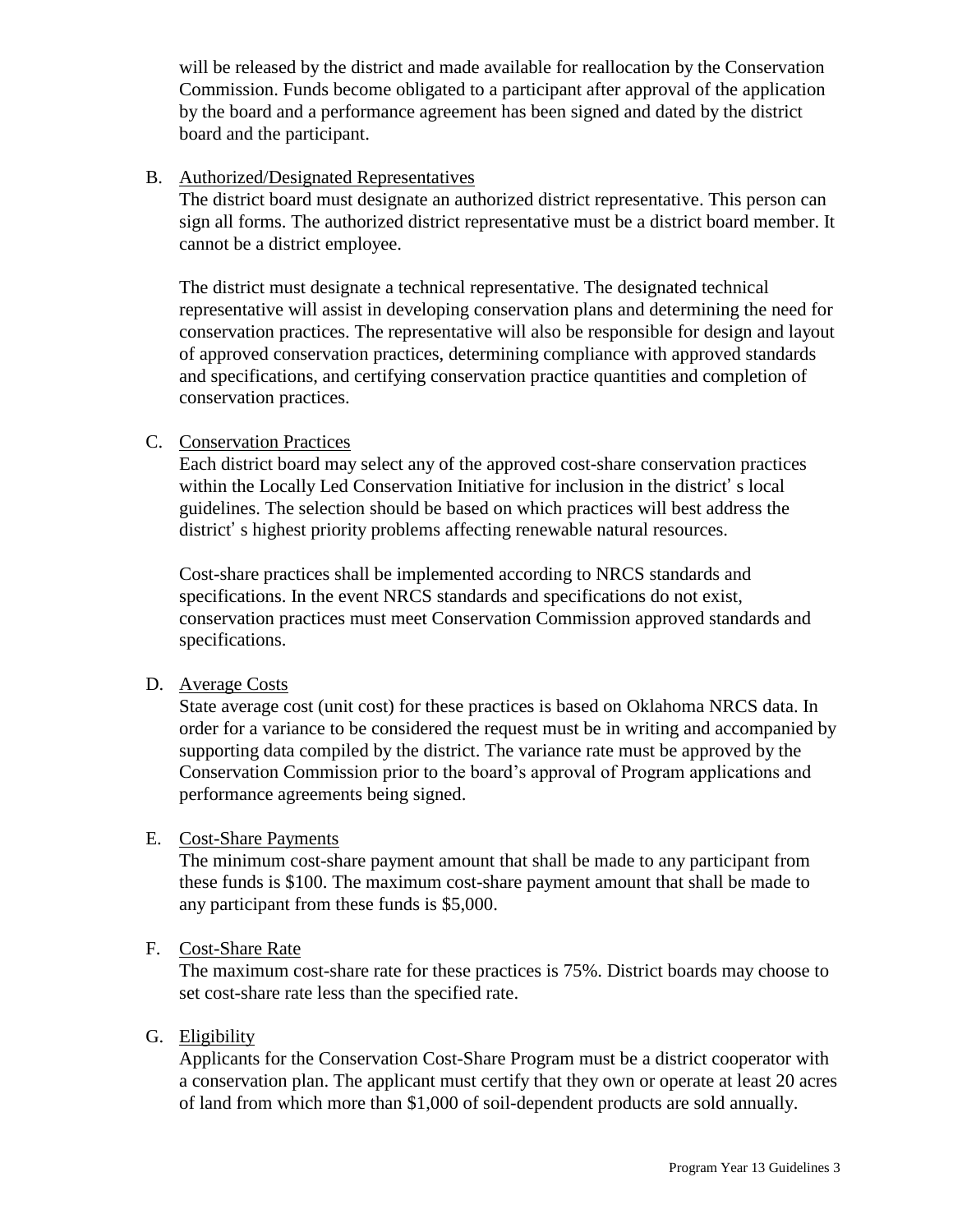will be released by the district and made available for reallocation by the Conservation Commission. Funds become obligated to a participant after approval of the application by the board and a performance agreement has been signed and dated by the district board and the participant.

B. Authorized/Designated Representatives

The district board must designate an authorized district representative. This person can sign all forms. The authorized district representative must be a district board member. It cannot be a district employee.

The district must designate a technical representative. The designated technical representative will assist in developing conservation plans and determining the need for conservation practices. The representative will also be responsible for design and layout of approved conservation practices, determining compliance with approved standards and specifications, and certifying conservation practice quantities and completion of conservation practices.

C. Conservation Practices

Each district board may select any of the approved cost-share conservation practices within the Locally Led Conservation Initiative for inclusion in the district' s local guidelines. The selection should be based on which practices will best address the district' s highest priority problems affecting renewable natural resources.

Cost-share practices shall be implemented according to NRCS standards and specifications. In the event NRCS standards and specifications do not exist, conservation practices must meet Conservation Commission approved standards and specifications.

D. Average Costs

State average cost (unit cost) for these practices is based on Oklahoma NRCS data. In order for a variance to be considered the request must be in writing and accompanied by supporting data compiled by the district. The variance rate must be approved by the Conservation Commission prior to the board's approval of Program applications and performance agreements being signed.

E. Cost-Share Payments

The minimum cost-share payment amount that shall be made to any participant from these funds is $100. The maximum cost-share payment amount that shall be made to any participant from these funds is $5,000.

F. Cost-Share Rate

The maximum cost-share rate for these practices is 75%. District boards may choose to set cost-share rate less than the specified rate.

G. Eligibility

Applicants for the Conservation Cost-Share Program must be a district cooperator with a conservation plan. The applicant must certify that they own or operate at least 20 acres of land from which more than $1,000 of soil-dependent products are sold annually.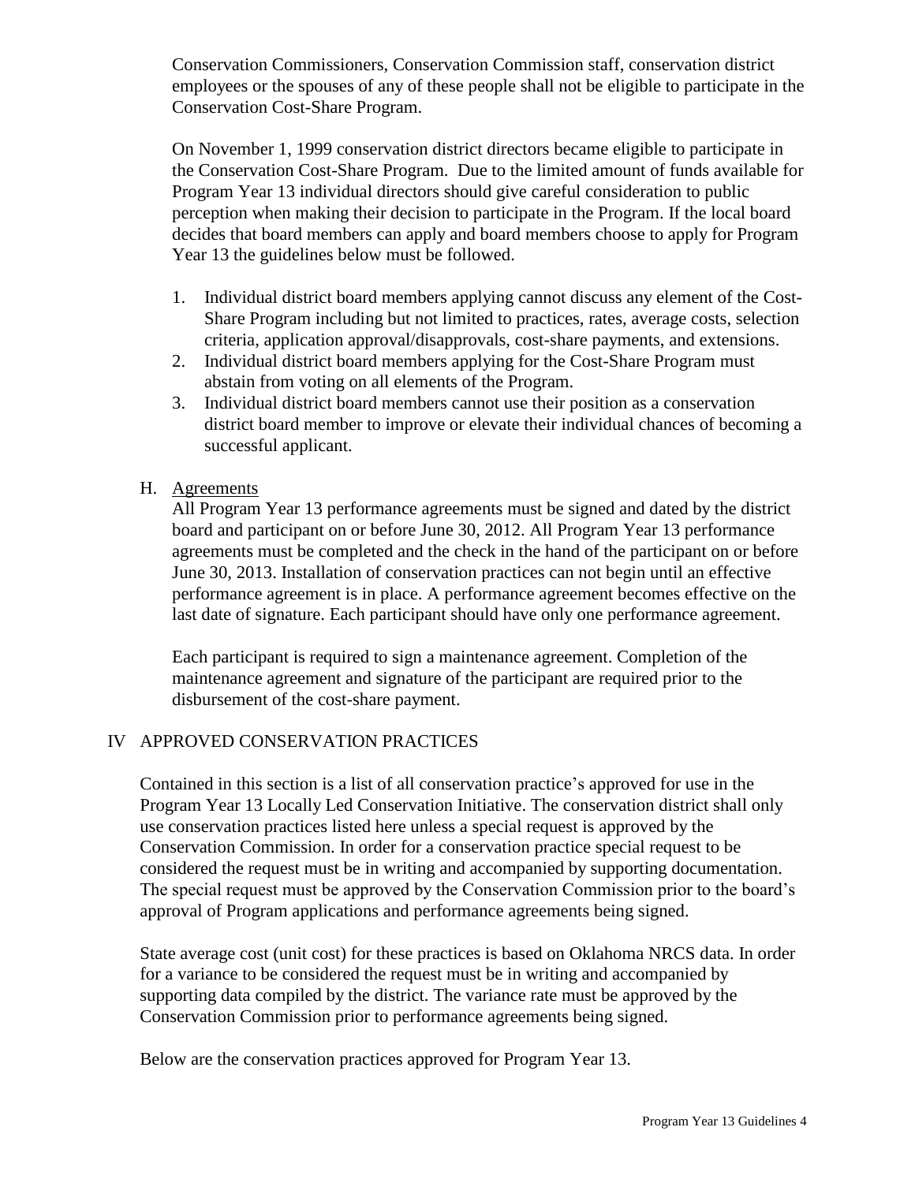Conservation Commissioners, Conservation Commission staff, conservation district employees or the spouses of any of these people shall not be eligible to participate in the Conservation Cost-Share Program.

On November 1, 1999 conservation district directors became eligible to participate in the Conservation Cost-Share Program. Due to the limited amount of funds available for Program Year 13 individual directors should give careful consideration to public perception when making their decision to participate in the Program. If the local board decides that board members can apply and board members choose to apply for Program Year 13 the guidelines below must be followed.

1. Individual district board members applying cannot discuss any element of the Cost-Share Program including but not limited to practices, rates, average costs, selection criteria, application approval/disapprovals, cost-share payments, and extensions.
2. Individual district board members applying for the Cost-Share Program must abstain from voting on all elements of the Program.
3. Individual district board members cannot use their position as a conservation district board member to improve or elevate their individual chances of becoming a successful applicant.

H. Agreements

All Program Year 13 performance agreements must be signed and dated by the district board and participant on or before June 30, 2012. All Program Year 13 performance agreements must be completed and the check in the hand of the participant on or before June 30, 2013. Installation of conservation practices can not begin until an effective performance agreement is in place. A performance agreement becomes effective on the last date of signature. Each participant should have only one performance agreement.

Each participant is required to sign a maintenance agreement. Completion of the maintenance agreement and signature of the participant are required prior to the disbursement of the cost-share payment.

## IV APPROVED CONSERVATION PRACTICES

Contained in this section is a list of all conservation practice's approved for use in the Program Year 13 Locally Led Conservation Initiative. The conservation district shall only use conservation practices listed here unless a special request is approved by the Conservation Commission. In order for a conservation practice special request to be considered the request must be in writing and accompanied by supporting documentation. The special request must be approved by the Conservation Commission prior to the board's approval of Program applications and performance agreements being signed.

State average cost (unit cost) for these practices is based on Oklahoma NRCS data. In order for a variance to be considered the request must be in writing and accompanied by supporting data compiled by the district. The variance rate must be approved by the Conservation Commission prior to performance agreements being signed.

Below are the conservation practices approved for Program Year 13.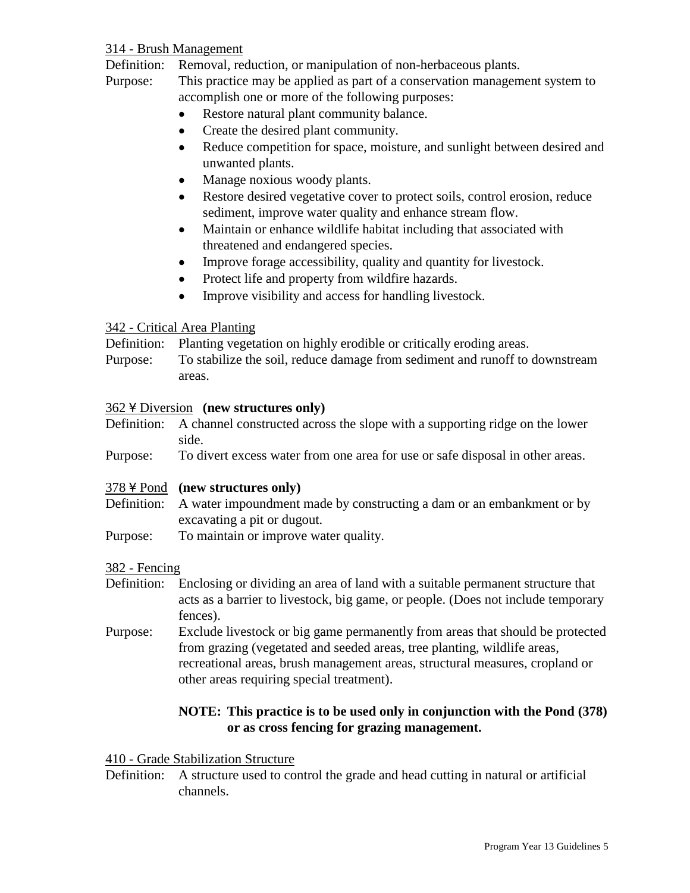314 - Brush Management

Definition: Removal, reduction, or manipulation of non-herbaceous plants.

Purpose: This practice may be applied as part of a conservation management system to accomplish one or more of the following purposes:

- Restore natural plant community balance.
- Create the desired plant community.
- Reduce competition for space, moisture, and sunlight between desired and unwanted plants.
- Manage noxious woody plants.
- Restore desired vegetative cover to protect soils, control erosion, reduce sediment, improve water quality and enhance stream flow.
- Maintain or enhance wildlife habitat including that associated with threatened and endangered species.
- Improve forage accessibility, quality and quantity for livestock.
- Protect life and property from wildfire hazards.
- Improve visibility and access for handling livestock.

342 - Critical Area Planting

Definition: Planting vegetation on highly erodible or critically eroding areas.

Purpose: To stabilize the soil, reduce damage from sediment and runoff to downstream areas.

362 ¥ Diversion **(new structures only)**

Definition: A channel constructed across the slope with a supporting ridge on the lower side.

Purpose: To divert excess water from one area for use or safe disposal in other areas.

378 ¥ Pond **(new structures only)**

Definition: A water impoundment made by constructing a dam or an embankment or by excavating a pit or dugout.

Purpose: To maintain or improve water quality.

382 - Fencing

Definition: Enclosing or dividing an area of land with a suitable permanent structure that acts as a barrier to livestock, big game, or people. (Does not include temporary fences).

Purpose: Exclude livestock or big game permanently from areas that should be protected from grazing (vegetated and seeded areas, tree planting, wildlife areas, recreational areas, brush management areas, structural measures, cropland or other areas requiring special treatment).

**NOTE: This practice is to be used only in conjunction with the Pond (378) or as cross fencing for grazing management.**

410 - Grade Stabilization Structure

Definition: A structure used to control the grade and head cutting in natural or artificial channels.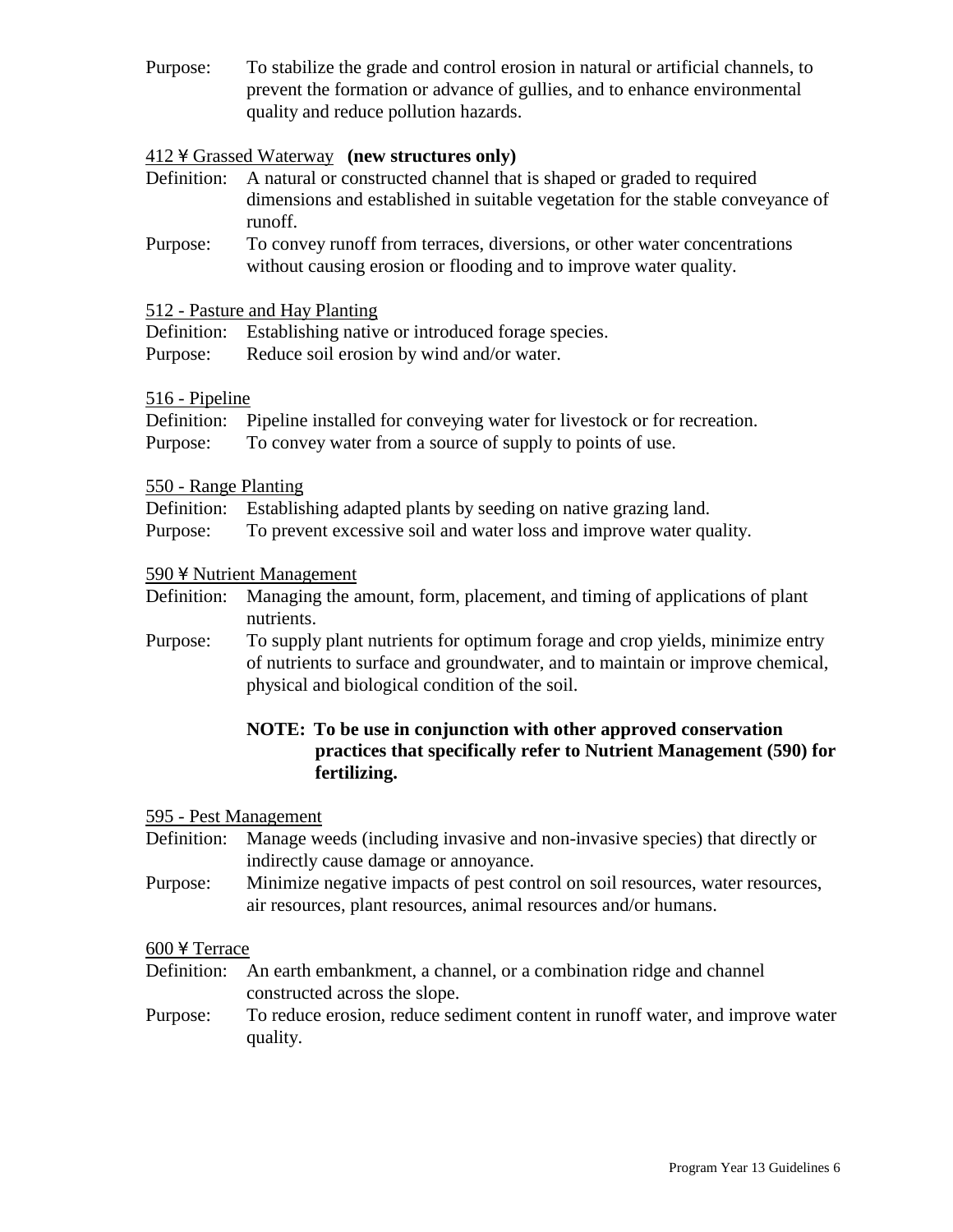Purpose: To stabilize the grade and control erosion in natural or artificial channels, to prevent the formation or advance of gullies, and to enhance environmental quality and reduce pollution hazards.

412 ¥ Grassed Waterway **(new structures only)**

Definition: A natural or constructed channel that is shaped or graded to required dimensions and established in suitable vegetation for the stable conveyance of runoff.

Purpose: To convey runoff from terraces, diversions, or other water concentrations without causing erosion or flooding and to improve water quality.

512 - Pasture and Hay Planting

Definition: Establishing native or introduced forage species.

Purpose: Reduce soil erosion by wind and/or water.

516 - Pipeline

Definition: Pipeline installed for conveying water for livestock or for recreation.

Purpose: To convey water from a source of supply to points of use.

550 - Range Planting

Definition: Establishing adapted plants by seeding on native grazing land.

Purpose: To prevent excessive soil and water loss and improve water quality.

590 ¥ Nutrient Management

Definition: Managing the amount, form, placement, and timing of applications of plant nutrients.

Purpose: To supply plant nutrients for optimum forage and crop yields, minimize entry of nutrients to surface and groundwater, and to maintain or improve chemical, physical and biological condition of the soil.

**NOTE: To be use in conjunction with other approved conservation practices that specifically refer to Nutrient Management (590) for fertilizing.**

595 - Pest Management

Definition: Manage weeds (including invasive and non-invasive species) that directly or indirectly cause damage or annoyance.

Purpose: Minimize negative impacts of pest control on soil resources, water resources, air resources, plant resources, animal resources and/or humans.

600 ¥ Terrace

Definition: An earth embankment, a channel, or a combination ridge and channel constructed across the slope.

Purpose: To reduce erosion, reduce sediment content in runoff water, and improve water quality.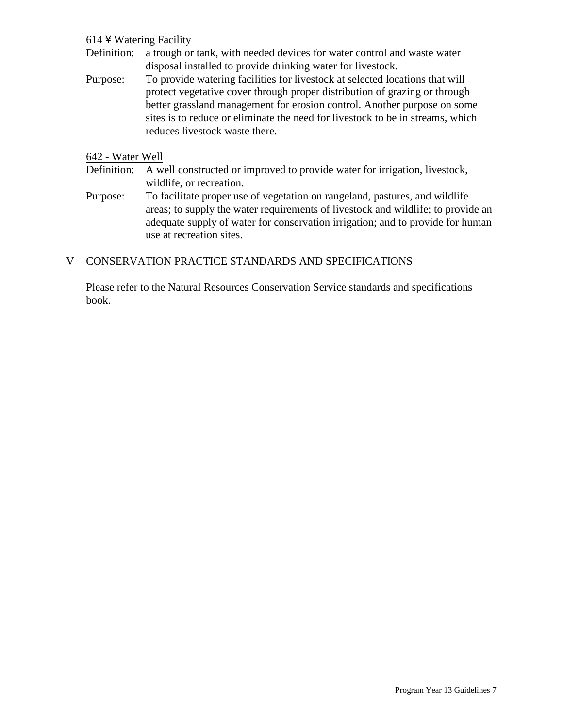614 ¥ Watering Facility

Definition: a trough or tank, with needed devices for water control and waste water disposal installed to provide drinking water for livestock.

Purpose: To provide watering facilities for livestock at selected locations that will protect vegetative cover through proper distribution of grazing or through better grassland management for erosion control. Another purpose on some sites is to reduce or eliminate the need for livestock to be in streams, which reduces livestock waste there.

642 - Water Well

Definition: A well constructed or improved to provide water for irrigation, livestock, wildlife, or recreation.

Purpose: To facilitate proper use of vegetation on rangeland, pastures, and wildlife areas; to supply the water requirements of livestock and wildlife; to provide an adequate supply of water for conservation irrigation; and to provide for human use at recreation sites.

## V CONSERVATION PRACTICE STANDARDS AND SPECIFICATIONS

Please refer to the Natural Resources Conservation Service standards and specifications book.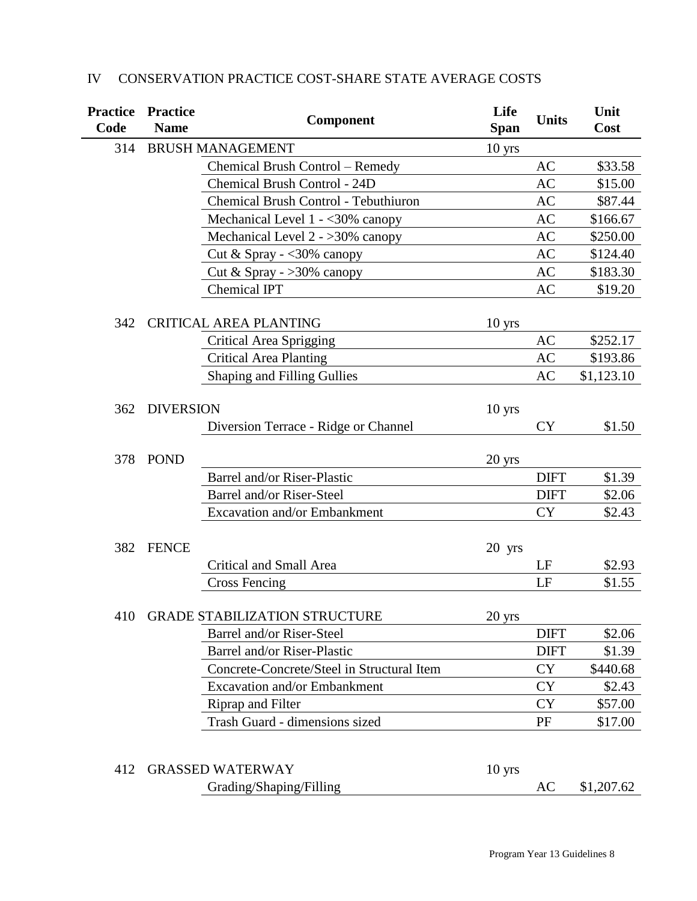## IV CONSERVATION PRACTICE COST-SHARE STATE AVERAGE COSTS

| Practice Code | Practice Name | Component | Life Span | Units | Unit Cost |
|---|---|---|---|---|---|
| 314 | BRUSH MANAGEMENT | | 10 yrs | | |
| | | Chemical Brush Control – Remedy | | AC | $33.58 |
| | | Chemical Brush Control - 24D | | AC | $15.00 |
| | | Chemical Brush Control - Tebuthiuron | | AC | $87.44 |
| | | Mechanical Level 1 - <30% canopy | | AC | $166.67 |
| | | Mechanical Level 2 - >30% canopy | | AC | $250.00 |
| | | Cut & Spray - <30% canopy | | AC | $124.40 |
| | | Cut & Spray - >30% canopy | | AC | $183.30 |
| | | Chemical IPT | | AC | $19.20 |
| 342 | CRITICAL AREA PLANTING | | 10 yrs | | |
| | | Critical Area Sprigging | | AC | $252.17 |
| | | Critical Area Planting | | AC | $193.86 |
| | | Shaping and Filling Gullies | | AC | $1,123.10 |
| 362 | DIVERSION | | 10 yrs | | |
| | | Diversion Terrace - Ridge or Channel | | CY | $1.50 |
| 378 | POND | | 20 yrs | | |
| | | Barrel and/or Riser-Plastic | | DIFT | $1.39 |
| | | Barrel and/or Riser-Steel | | DIFT | $2.06 |
| | | Excavation and/or Embankment | | CY | $2.43 |
| 382 | FENCE | | 20 yrs | | |
| | | Critical and Small Area | | LF | $2.93 |
| | | Cross Fencing | | LF | $1.55 |
| 410 | GRADE STABILIZATION STRUCTURE | | 20 yrs | | |
| | | Barrel and/or Riser-Steel | | DIFT | $2.06 |
| | | Barrel and/or Riser-Plastic | | DIFT | $1.39 |
| | | Concrete-Concrete/Steel in Structural Item | | CY | $440.68 |
| | | Excavation and/or Embankment | | CY | $2.43 |
| | | Riprap and Filter | | CY | $57.00 |
| | | Trash Guard - dimensions sized | | PF | $17.00 |
| 412 | GRASSED WATERWAY | | 10 yrs | | |
| | | Grading/Shaping/Filling | | AC | $1,207.62 |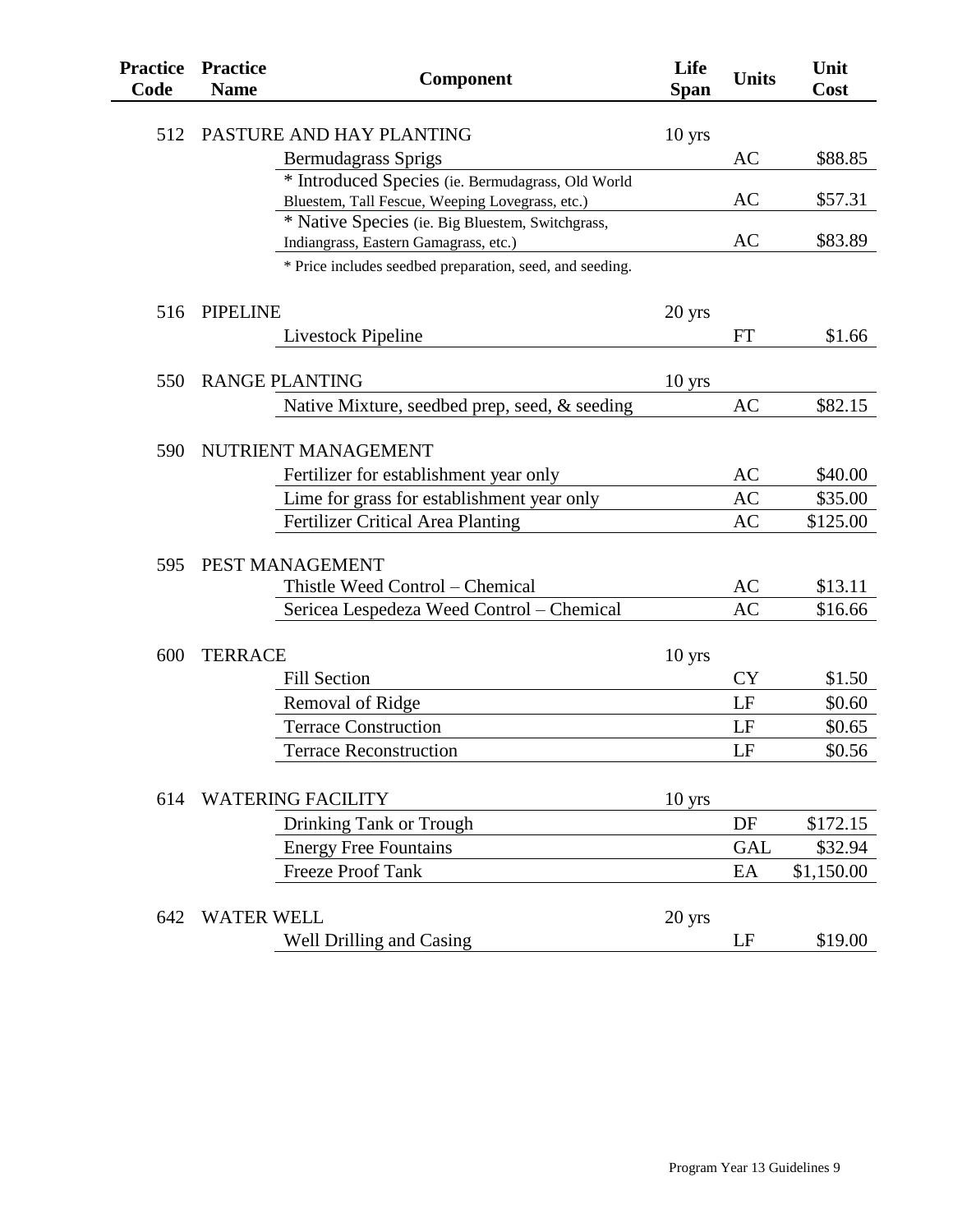| Practice Code | Practice Name | Component | Life Span | Units | Unit Cost |
|---|---|---|---|---|---|
| 512 | PASTURE AND HAY PLANTING | | 10 yrs | | |
| | | Bermudagrass Sprigs | | AC | $88.85 |
| | | * Introduced Species (ie. Bermudagrass, Old World Bluestem, Tall Fescue, Weeping Lovegrass, etc.) | | AC | $57.31 |
| | | * Native Species (ie. Big Bluestem, Switchgrass, Indiangrass, Eastern Gamagrass, etc.) | | AC | $83.89 |
| | | * Price includes seedbed preparation, seed, and seeding. | | | |
| 516 | PIPELINE | | 20 yrs | | |
| | | Livestock Pipeline | | FT | $1.66 |
| 550 | RANGE PLANTING | | 10 yrs | | |
| | | Native Mixture, seedbed prep, seed, & seeding | | AC | $82.15 |
| 590 | NUTRIENT MANAGEMENT | | | | |
| | | Fertilizer for establishment year only | | AC | $40.00 |
| | | Lime for grass for establishment year only | | AC | $35.00 |
| | | Fertilizer Critical Area Planting | | AC | $125.00 |
| 595 | PEST MANAGEMENT | | | | |
| | | Thistle Weed Control – Chemical | | AC | $13.11 |
| | | Sericea Lespedeza Weed Control – Chemical | | AC | $16.66 |
| 600 | TERRACE | | 10 yrs | | |
| | | Fill Section | | CY | $1.50 |
| | | Removal of Ridge | | LF | $0.60 |
| | | Terrace Construction | | LF | $0.65 |
| | | Terrace Reconstruction | | LF | $0.56 |
| 614 | WATERING FACILITY | | 10 yrs | | |
| | | Drinking Tank or Trough | | DF | $172.15 |
| | | Energy Free Fountains | | GAL | $32.94 |
| | | Freeze Proof Tank | | EA | $1,150.00 |
| 642 | WATER WELL | | 20 yrs | | |
| | | Well Drilling and Casing | | LF | $19.00 |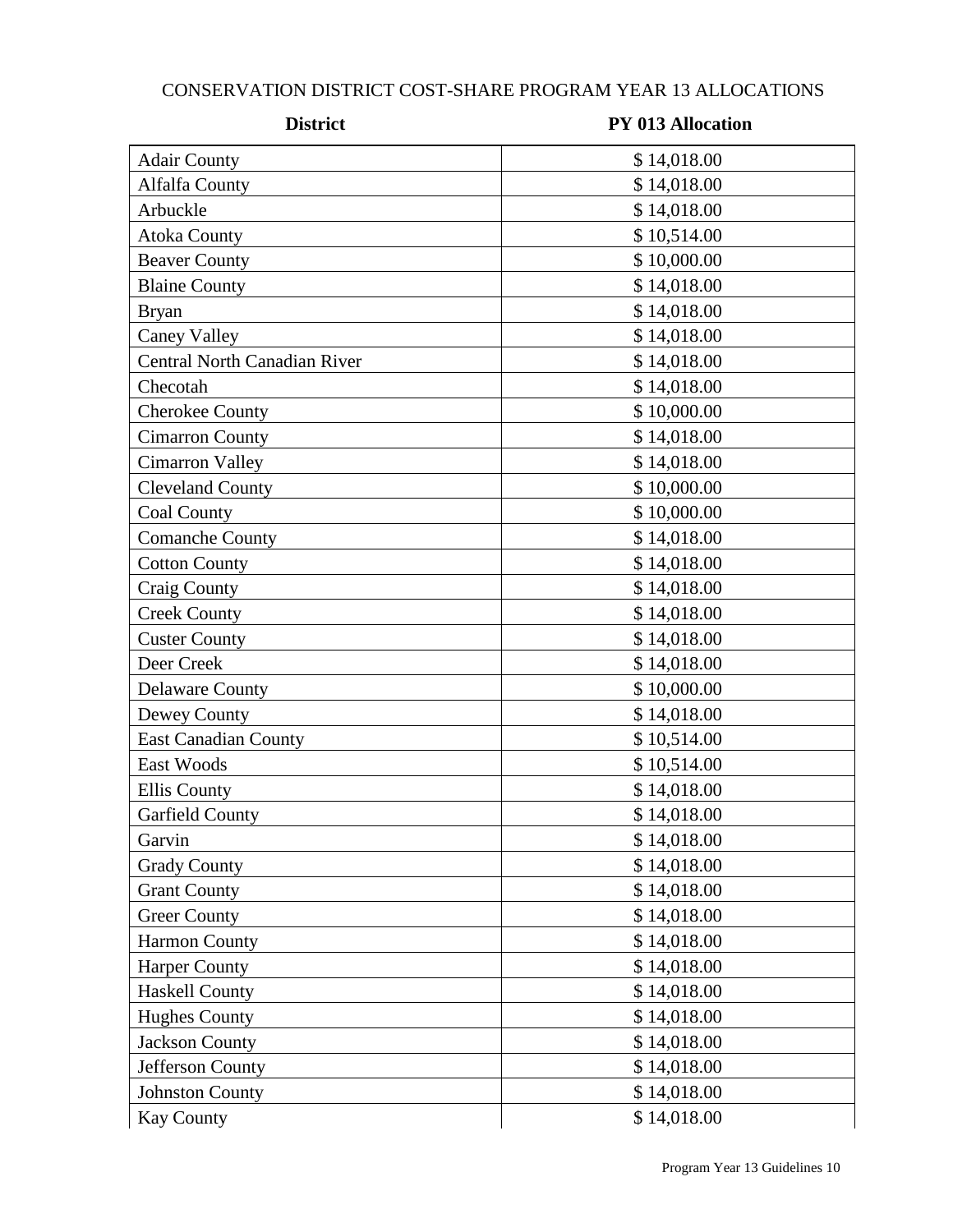CONSERVATION DISTRICT COST-SHARE PROGRAM YEAR 13 ALLOCATIONS

| District | PY 013 Allocation |
|---|---|
| Adair County | $ 14,018.00 |
| Alfalfa County | $ 14,018.00 |
| Arbuckle | $ 14,018.00 |
| Atoka County | $ 10,514.00 |
| Beaver County | $ 10,000.00 |
| Blaine County | $ 14,018.00 |
| Bryan | $ 14,018.00 |
| Caney Valley | $ 14,018.00 |
| Central North Canadian River | $ 14,018.00 |
| Checotah | $ 14,018.00 |
| Cherokee County | $ 10,000.00 |
| Cimarron County | $ 14,018.00 |
| Cimarron Valley | $ 14,018.00 |
| Cleveland County | $ 10,000.00 |
| Coal County | $ 10,000.00 |
| Comanche County | $ 14,018.00 |
| Cotton County | $ 14,018.00 |
| Craig County | $ 14,018.00 |
| Creek County | $ 14,018.00 |
| Custer County | $ 14,018.00 |
| Deer Creek | $ 14,018.00 |
| Delaware County | $ 10,000.00 |
| Dewey County | $ 14,018.00 |
| East Canadian County | $ 10,514.00 |
| East Woods | $ 10,514.00 |
| Ellis County | $ 14,018.00 |
| Garfield County | $ 14,018.00 |
| Garvin | $ 14,018.00 |
| Grady County | $ 14,018.00 |
| Grant County | $ 14,018.00 |
| Greer County | $ 14,018.00 |
| Harmon County | $ 14,018.00 |
| Harper County | $ 14,018.00 |
| Haskell County | $ 14,018.00 |
| Hughes County | $ 14,018.00 |
| Jackson County | $ 14,018.00 |
| Jefferson County | $ 14,018.00 |
| Johnston County | $ 14,018.00 |
| Kay County | $ 14,018.00 |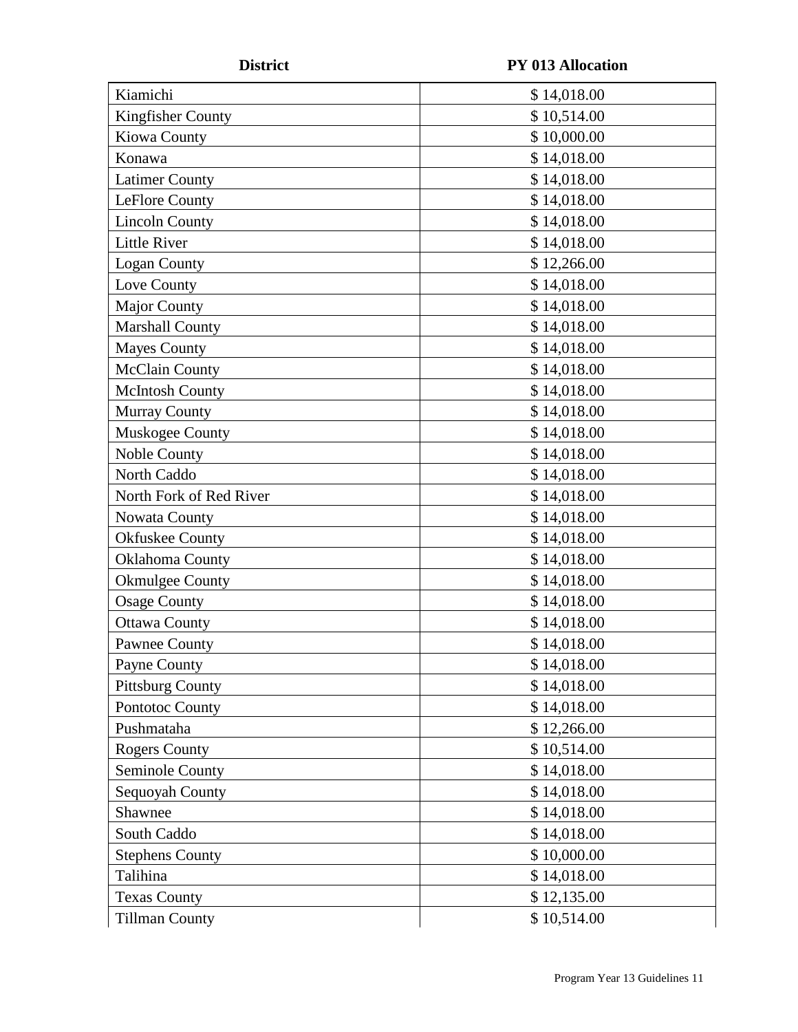| District | PY 013 Allocation |
|---|---|
| Kiamichi | $ 14,018.00 |
| Kingfisher County | $ 10,514.00 |
| Kiowa County | $ 10,000.00 |
| Konawa | $ 14,018.00 |
| Latimer County | $ 14,018.00 |
| LeFlore County | $ 14,018.00 |
| Lincoln County | $ 14,018.00 |
| Little River | $ 14,018.00 |
| Logan County | $ 12,266.00 |
| Love County | $ 14,018.00 |
| Major County | $ 14,018.00 |
| Marshall County | $ 14,018.00 |
| Mayes County | $ 14,018.00 |
| McClain County | $ 14,018.00 |
| McIntosh County | $ 14,018.00 |
| Murray County | $ 14,018.00 |
| Muskogee County | $ 14,018.00 |
| Noble County | $ 14,018.00 |
| North Caddo | $ 14,018.00 |
| North Fork of Red River | $ 14,018.00 |
| Nowata County | $ 14,018.00 |
| Okfuskee County | $ 14,018.00 |
| Oklahoma County | $ 14,018.00 |
| Okmulgee County | $ 14,018.00 |
| Osage County | $ 14,018.00 |
| Ottawa County | $ 14,018.00 |
| Pawnee County | $ 14,018.00 |
| Payne County | $ 14,018.00 |
| Pittsburg County | $ 14,018.00 |
| Pontotoc County | $ 14,018.00 |
| Pushmataha | $ 12,266.00 |
| Rogers County | $ 10,514.00 |
| Seminole County | $ 14,018.00 |
| Sequoyah County | $ 14,018.00 |
| Shawnee | $ 14,018.00 |
| South Caddo | $ 14,018.00 |
| Stephens County | $ 10,000.00 |
| Talihina | $ 14,018.00 |
| Texas County | $ 12,135.00 |
| Tillman County | $ 10,514.00 |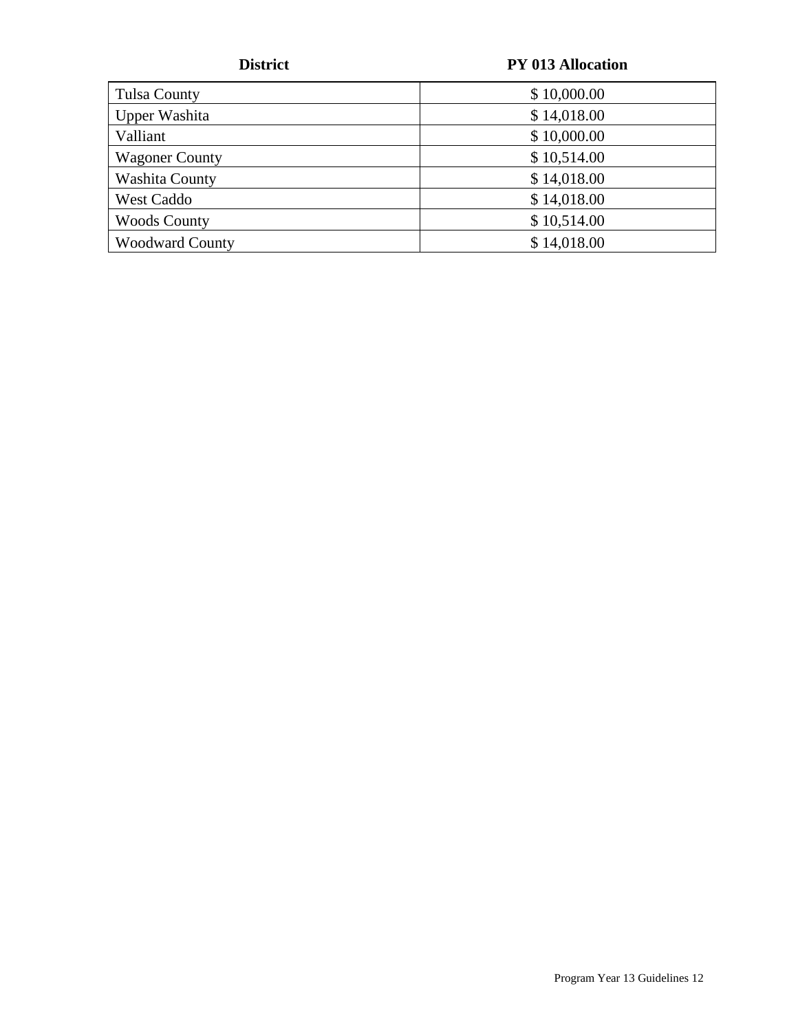| District | PY 013 Allocation |
|---|---|
| Tulsa County | $ 10,000.00 |
| Upper Washita | $ 14,018.00 |
| Valliant | $ 10,000.00 |
| Wagoner County | $ 10,514.00 |
| Washita County | $ 14,018.00 |
| West Caddo | $ 14,018.00 |
| Woods County | $ 10,514.00 |
| Woodward County | $ 14,018.00 |